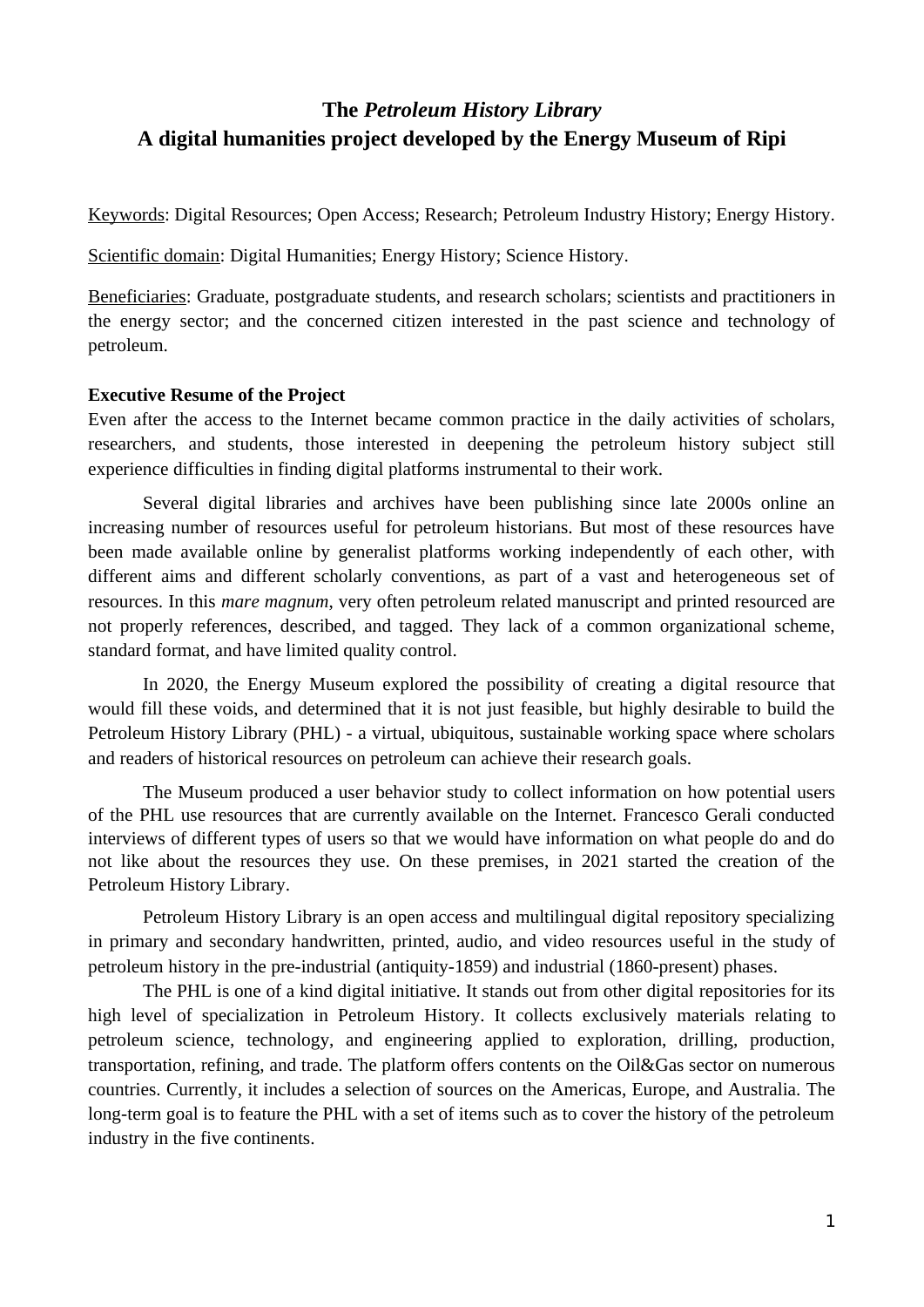# The *Petroleum History Library*
# A digital humanities project developed by the Energy Museum of Ripi

<u>Keywords</u>: Digital Resources; Open Access; Research; Petroleum Industry History; Energy History.

<u>Scientific domain</u>: Digital Humanities; Energy History; Science History.

<u>Beneficiaries</u>: Graduate, postgraduate students, and research scholars; scientists and practitioners in the energy sector; and the concerned citizen interested in the past science and technology of petroleum.

**Executive Resume of the Project**

Even after the access to the Internet became common practice in the daily activities of scholars, researchers, and students, those interested in deepening the petroleum history subject still experience difficulties in finding digital platforms instrumental to their work.

Several digital libraries and archives have been publishing since late 2000s online an increasing number of resources useful for petroleum historians. But most of these resources have been made available online by generalist platforms working independently of each other, with different aims and different scholarly conventions, as part of a vast and heterogeneous set of resources. In this *mare magnum*, very often petroleum related manuscript and printed resourced are not properly references, described, and tagged. They lack of a common organizational scheme, standard format, and have limited quality control.

In 2020, the Energy Museum explored the possibility of creating a digital resource that would fill these voids, and determined that it is not just feasible, but highly desirable to build the Petroleum History Library (PHL) - a virtual, ubiquitous, sustainable working space where scholars and readers of historical resources on petroleum can achieve their research goals.

The Museum produced a user behavior study to collect information on how potential users of the PHL use resources that are currently available on the Internet. Francesco Gerali conducted interviews of different types of users so that we would have information on what people do and do not like about the resources they use. On these premises, in 2021 started the creation of the Petroleum History Library.

Petroleum History Library is an open access and multilingual digital repository specializing in primary and secondary handwritten, printed, audio, and video resources useful in the study of petroleum history in the pre-industrial (antiquity-1859) and industrial (1860-present) phases.

The PHL is one of a kind digital initiative. It stands out from other digital repositories for its high level of specialization in Petroleum History. It collects exclusively materials relating to petroleum science, technology, and engineering applied to exploration, drilling, production, transportation, refining, and trade. The platform offers contents on the Oil&Gas sector on numerous countries. Currently, it includes a selection of sources on the Americas, Europe, and Australia. The long-term goal is to feature the PHL with a set of items such as to cover the history of the petroleum industry in the five continents.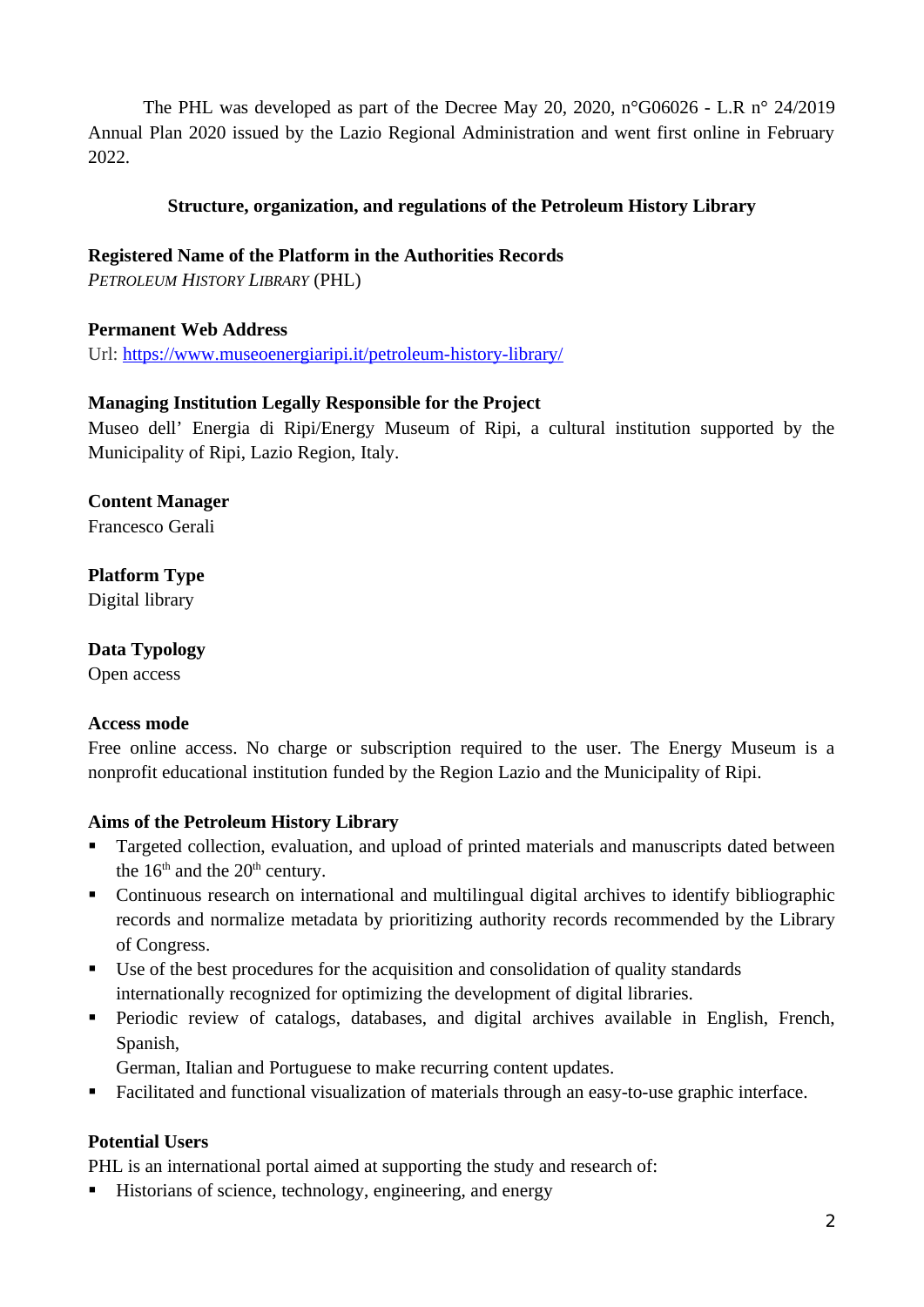The PHL was developed as part of the Decree May 20, 2020, n°G06026 - L.R n° 24/2019 Annual Plan 2020 issued by the Lazio Regional Administration and went first online in February 2022.

## Structure, organization, and regulations of the Petroleum History Library

**Registered Name of the Platform in the Authorities Records**
*PETROLEUM HISTORY LIBRARY* (PHL)

**Permanent Web Address**
Url: https://www.museoenergiaripi.it/petroleum-history-library/

**Managing Institution Legally Responsible for the Project**
Museo dell' Energia di Ripi/Energy Museum of Ripi, a cultural institution supported by the Municipality of Ripi, Lazio Region, Italy.

**Content Manager**
Francesco Gerali

**Platform Type**
Digital library

**Data Typology**
Open access

**Access mode**
Free online access. No charge or subscription required to the user. The Energy Museum is a nonprofit educational institution funded by the Region Lazio and the Municipality of Ripi.

**Aims of the Petroleum History Library**

- Targeted collection, evaluation, and upload of printed materials and manuscripts dated between the 16th and the 20th century.
- Continuous research on international and multilingual digital archives to identify bibliographic records and normalize metadata by prioritizing authority records recommended by the Library of Congress.
- Use of the best procedures for the acquisition and consolidation of quality standards internationally recognized for optimizing the development of digital libraries.
- Periodic review of catalogs, databases, and digital archives available in English, French, Spanish, German, Italian and Portuguese to make recurring content updates.
- Facilitated and functional visualization of materials through an easy-to-use graphic interface.

**Potential Users**
PHL is an international portal aimed at supporting the study and research of:

- Historians of science, technology, engineering, and energy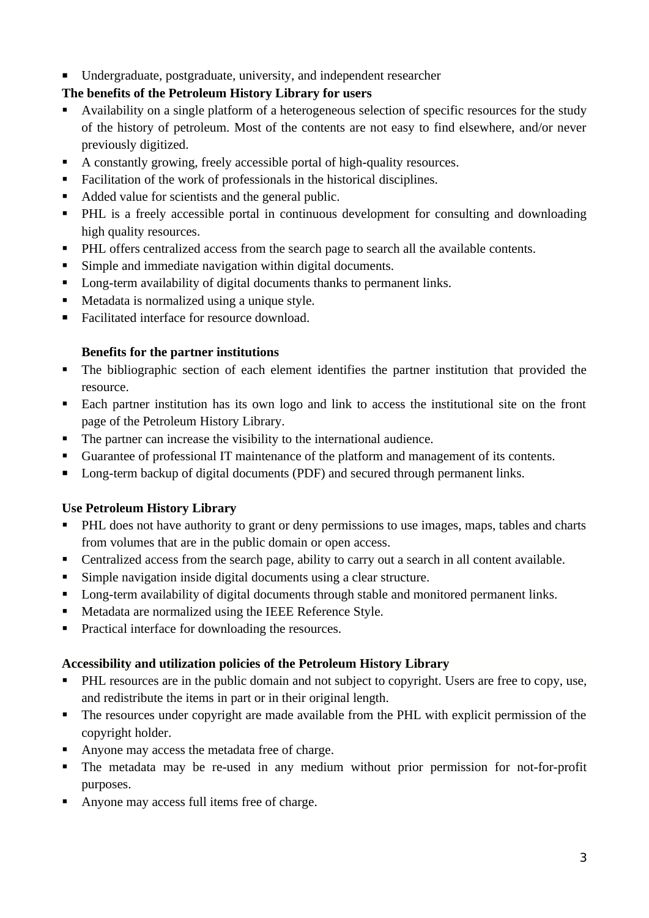- Undergraduate, postgraduate, university, and independent researcher

**The benefits of the Petroleum History Library for users**

- Availability on a single platform of a heterogeneous selection of specific resources for the study of the history of petroleum. Most of the contents are not easy to find elsewhere, and/or never previously digitized.
- A constantly growing, freely accessible portal of high-quality resources.
- Facilitation of the work of professionals in the historical disciplines.
- Added value for scientists and the general public.
- PHL is a freely accessible portal in continuous development for consulting and downloading high quality resources.
- PHL offers centralized access from the search page to search all the available contents.
- Simple and immediate navigation within digital documents.
- Long-term availability of digital documents thanks to permanent links.
- Metadata is normalized using a unique style.
- Facilitated interface for resource download.

**Benefits for the partner institutions**

- The bibliographic section of each element identifies the partner institution that provided the resource.
- Each partner institution has its own logo and link to access the institutional site on the front page of the Petroleum History Library.
- The partner can increase the visibility to the international audience.
- Guarantee of professional IT maintenance of the platform and management of its contents.
- Long-term backup of digital documents (PDF) and secured through permanent links.

**Use Petroleum History Library**

- PHL does not have authority to grant or deny permissions to use images, maps, tables and charts from volumes that are in the public domain or open access.
- Centralized access from the search page, ability to carry out a search in all content available.
- Simple navigation inside digital documents using a clear structure.
- Long-term availability of digital documents through stable and monitored permanent links.
- Metadata are normalized using the IEEE Reference Style.
- Practical interface for downloading the resources.

**Accessibility and utilization policies of the Petroleum History Library**

- PHL resources are in the public domain and not subject to copyright. Users are free to copy, use, and redistribute the items in part or in their original length.
- The resources under copyright are made available from the PHL with explicit permission of the copyright holder.
- Anyone may access the metadata free of charge.
- The metadata may be re-used in any medium without prior permission for not-for-profit purposes.
- Anyone may access full items free of charge.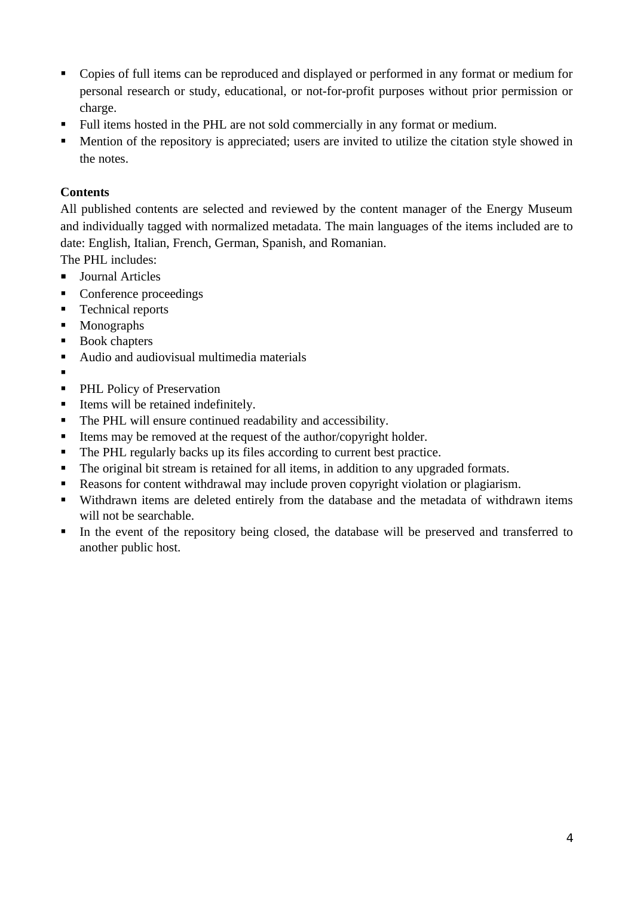- Copies of full items can be reproduced and displayed or performed in any format or medium for personal research or study, educational, or not-for-profit purposes without prior permission or charge.
- Full items hosted in the PHL are not sold commercially in any format or medium.
- Mention of the repository is appreciated; users are invited to utilize the citation style showed in the notes.

**Contents**

All published contents are selected and reviewed by the content manager of the Energy Museum and individually tagged with normalized metadata. The main languages of the items included are to date: English, Italian, French, German, Spanish, and Romanian.

The PHL includes:

- Journal Articles
- Conference proceedings
- Technical reports
- Monographs
- Book chapters
- Audio and audiovisual multimedia materials
- 
- PHL Policy of Preservation
- Items will be retained indefinitely.
- The PHL will ensure continued readability and accessibility.
- Items may be removed at the request of the author/copyright holder.
- The PHL regularly backs up its files according to current best practice.
- The original bit stream is retained for all items, in addition to any upgraded formats.
- Reasons for content withdrawal may include proven copyright violation or plagiarism.
- Withdrawn items are deleted entirely from the database and the metadata of withdrawn items will not be searchable.
- In the event of the repository being closed, the database will be preserved and transferred to another public host.